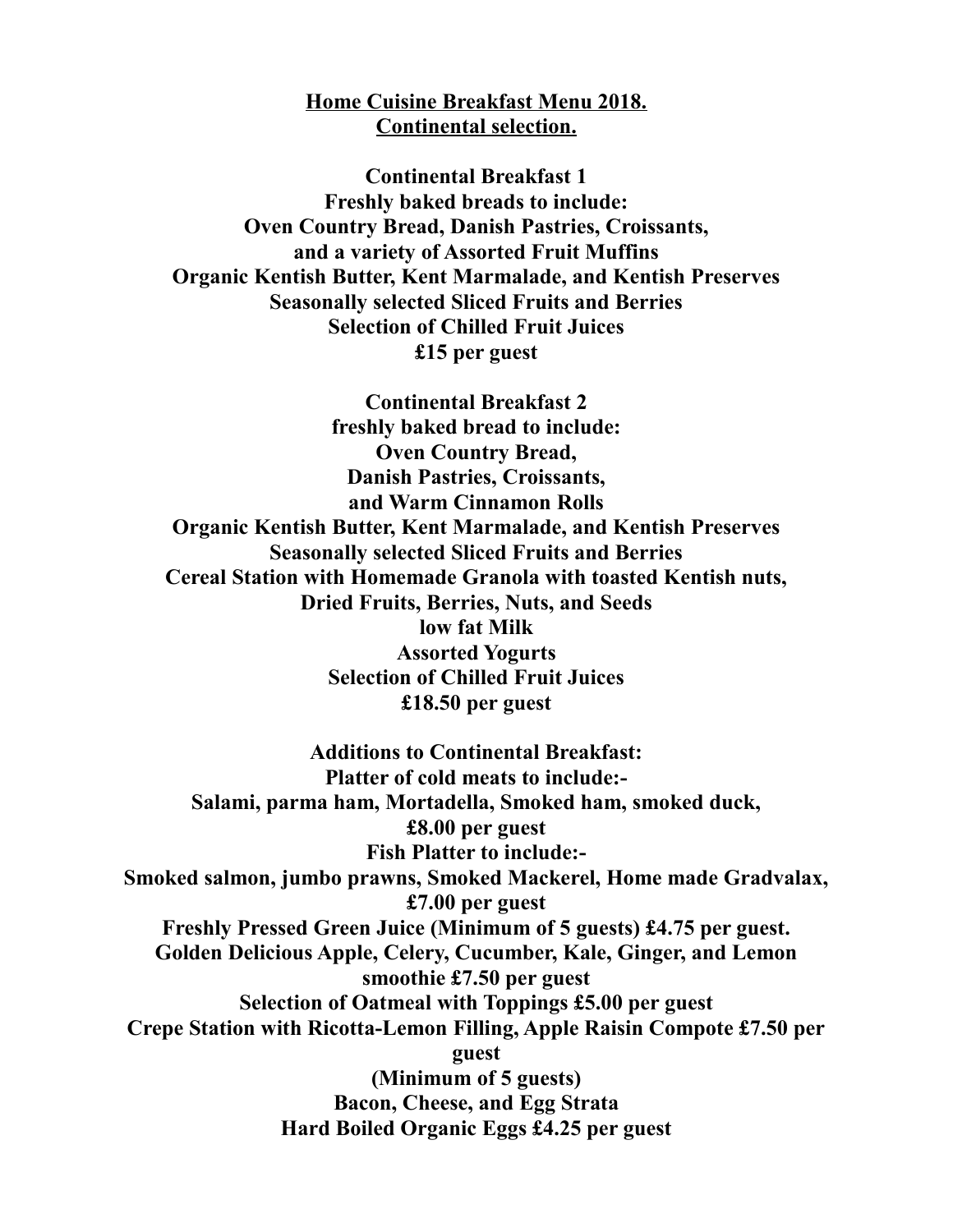# Home Cuisine Breakfast Menu 2018.
## Continental selection.

**Continental Breakfast 1**
**Freshly baked breads to include:**
**Oven Country Bread, Danish Pastries, Croissants,**
**and a variety of Assorted Fruit Muffins**
**Organic Kentish Butter, Kent Marmalade, and Kentish Preserves**
**Seasonally selected Sliced Fruits and Berries**
**Selection of Chilled Fruit Juices**
**£15 per guest**

**Continental Breakfast 2**
**freshly baked bread to include:**
**Oven Country Bread,**
**Danish Pastries, Croissants,**
**and Warm Cinnamon Rolls**
**Organic Kentish Butter, Kent Marmalade, and Kentish Preserves**
**Seasonally selected Sliced Fruits and Berries**
**Cereal Station with Homemade Granola with toasted Kentish nuts,**
**Dried Fruits, Berries, Nuts, and Seeds**
**low fat Milk**
**Assorted Yogurts**
**Selection of Chilled Fruit Juices**
**£18.50 per guest**

**Additions to Continental Breakfast:**
**Platter of cold meats to include:-**
**Salami, parma ham, Mortadella, Smoked ham, smoked duck,**
**£8.00 per guest**
**Fish Platter to include:-**
**Smoked salmon, jumbo prawns, Smoked Mackerel, Home made Gradvalax,**
**£7.00 per guest**
**Freshly Pressed Green Juice (Minimum of 5 guests) £4.75 per guest.**
**Golden Delicious Apple, Celery, Cucumber, Kale, Ginger, and Lemon**
**smoothie £7.50 per guest**
**Selection of Oatmeal with Toppings £5.00 per guest**
**Crepe Station with Ricotta-Lemon Filling, Apple Raisin Compote £7.50 per guest**
**(Minimum of 5 guests)**
**Bacon, Cheese, and Egg Strata**
**Hard Boiled Organic Eggs £4.25 per guest**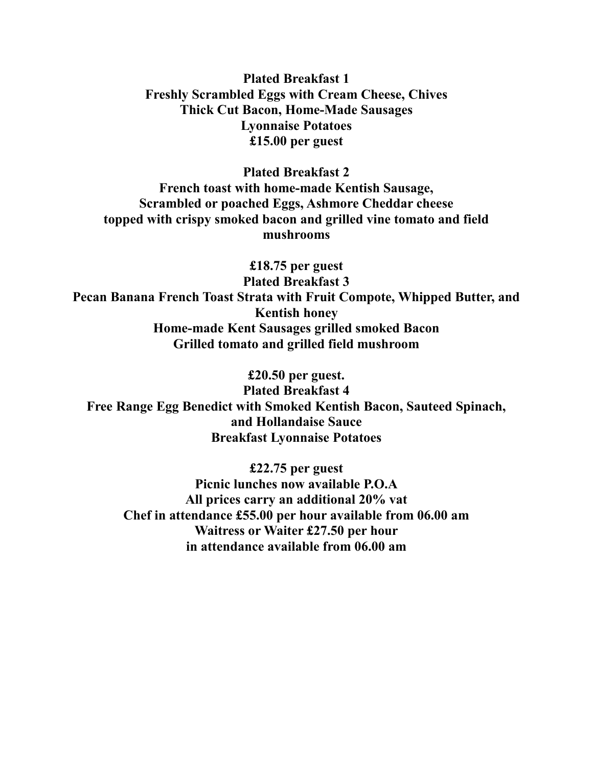**Plated Breakfast 1**
**Freshly Scrambled Eggs with Cream Cheese, Chives**
**Thick Cut Bacon, Home-Made Sausages**
**Lyonnaise Potatoes**
**£15.00 per guest**

**Plated Breakfast 2**
**French toast with home-made Kentish Sausage,**
**Scrambled or poached Eggs, Ashmore Cheddar cheese**
**topped with crispy smoked bacon and grilled vine tomato and field mushrooms**

**£18.75 per guest**

**Plated Breakfast 3**
**Pecan Banana French Toast Strata with Fruit Compote, Whipped Butter, and Kentish honey**
**Home-made Kent Sausages grilled smoked Bacon**
**Grilled tomato and grilled field mushroom**

**£20.50 per guest.**

**Plated Breakfast 4**
**Free Range Egg Benedict with Smoked Kentish Bacon, Sauteed Spinach, and Hollandaise Sauce**
**Breakfast Lyonnaise Potatoes**

**£22.75 per guest**

**Picnic lunches now available P.O.A**
**All prices carry an additional 20% vat**
**Chef in attendance £55.00 per hour available from 06.00 am**
**Waitress or Waiter £27.50 per hour**
**in attendance available from 06.00 am**